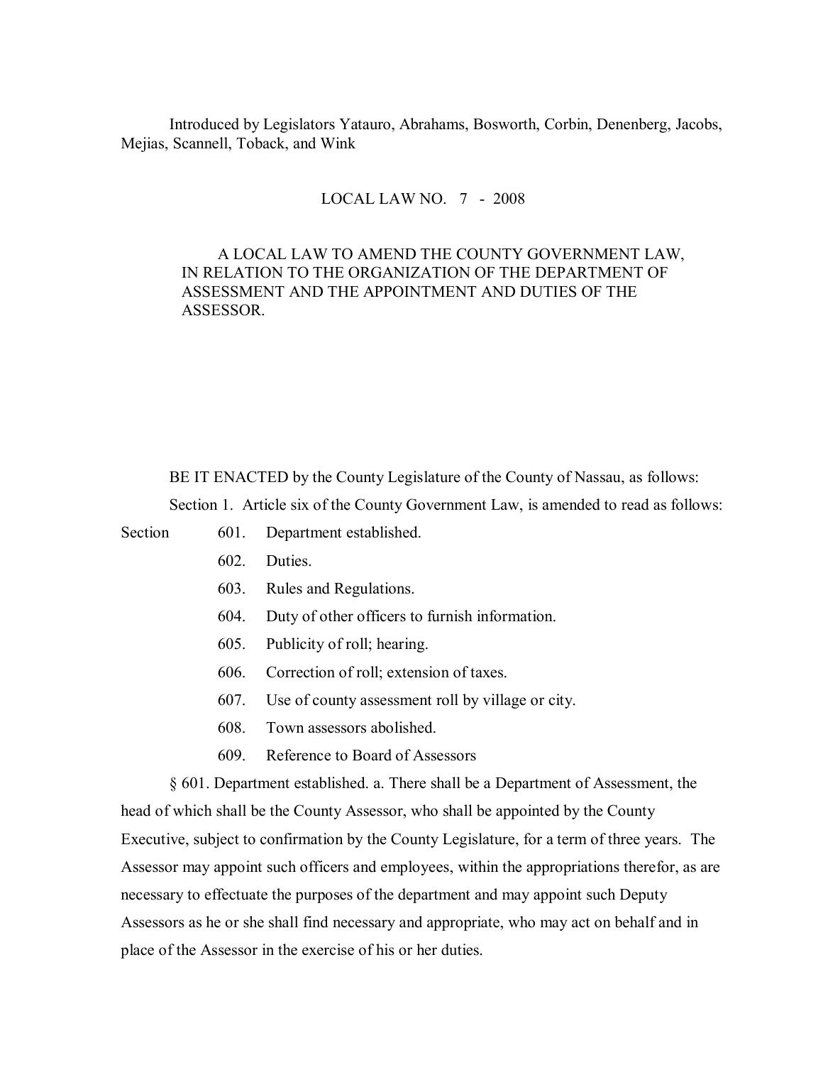Introduced by Legislators Yatauro, Abrahams, Bosworth, Corbin, Denenberg, Jacobs, Mejias, Scannell, Toback, and Wink

LOCAL LAW NO. 7 - 2008

A LOCAL LAW TO AMEND THE COUNTY GOVERNMENT LAW, IN RELATION TO THE ORGANIZATION OF THE DEPARTMENT OF ASSESSMENT AND THE APPOINTMENT AND DUTIES OF THE ASSESSOR.

BE IT ENACTED by the County Legislature of the County of Nassau, as follows:

Section 1. Article six of the County Government Law, is amended to read as follows:

Section 601. Department established.
602. Duties.
603. Rules and Regulations.
604. Duty of other officers to furnish information.
605. Publicity of roll; hearing.
606. Correction of roll; extension of taxes.
607. Use of county assessment roll by village or city.
608. Town assessors abolished.
609. Reference to Board of Assessors

§ 601. Department established. a. There shall be a Department of Assessment, the head of which shall be the County Assessor, who shall be appointed by the County Executive, subject to confirmation by the County Legislature, for a term of three years. The Assessor may appoint such officers and employees, within the appropriations therefor, as are necessary to effectuate the purposes of the department and may appoint such Deputy Assessors as he or she shall find necessary and appropriate, who may act on behalf and in place of the Assessor in the exercise of his or her duties.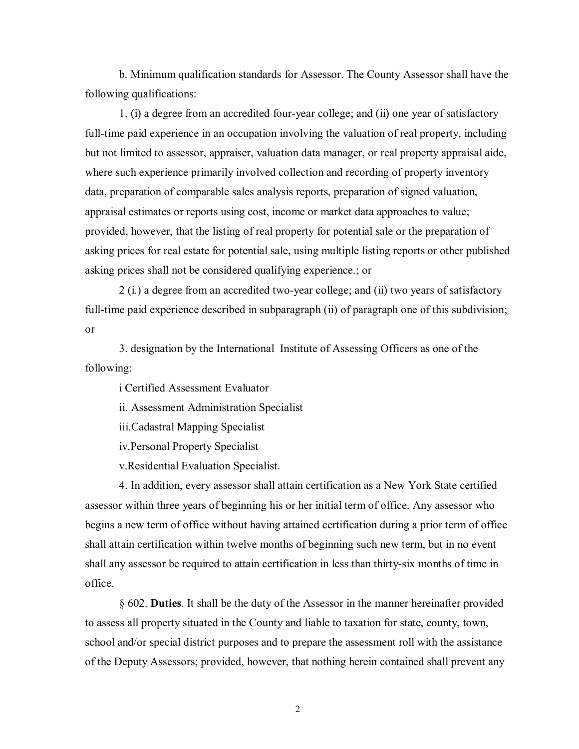b. Minimum qualification standards for Assessor. The County Assessor shall have the following qualifications:

1. (i) a degree from an accredited four-year college; and (ii) one year of satisfactory full-time paid experience in an occupation involving the valuation of real property, including but not limited to assessor, appraiser, valuation data manager, or real property appraisal aide, where such experience primarily involved collection and recording of property inventory data, preparation of comparable sales analysis reports, preparation of signed valuation, appraisal estimates or reports using cost, income or market data approaches to value; provided, however, that the listing of real property for potential sale or the preparation of asking prices for real estate for potential sale, using multiple listing reports or other published asking prices shall not be considered qualifying experience.; or

2 (i.) a degree from an accredited two-year college; and (ii) two years of satisfactory full-time paid experience described in subparagraph (ii) of paragraph one of this subdivision; or

3. designation by the International Institute of Assessing Officers as one of the following:

i Certified Assessment Evaluator

ii. Assessment Administration Specialist

iii.Cadastral Mapping Specialist

iv.Personal Property Specialist

v.Residential Evaluation Specialist.

4. In addition, every assessor shall attain certification as a New York State certified assessor within three years of beginning his or her initial term of office. Any assessor who begins a new term of office without having attained certification during a prior term of office shall attain certification within twelve months of beginning such new term, but in no event shall any assessor be required to attain certification in less than thirty-six months of time in office.

§ 602. **Duties**. It shall be the duty of the Assessor in the manner hereinafter provided to assess all property situated in the County and liable to taxation for state, county, town, school and/or special district purposes and to prepare the assessment roll with the assistance of the Deputy Assessors; provided, however, that nothing herein contained shall prevent any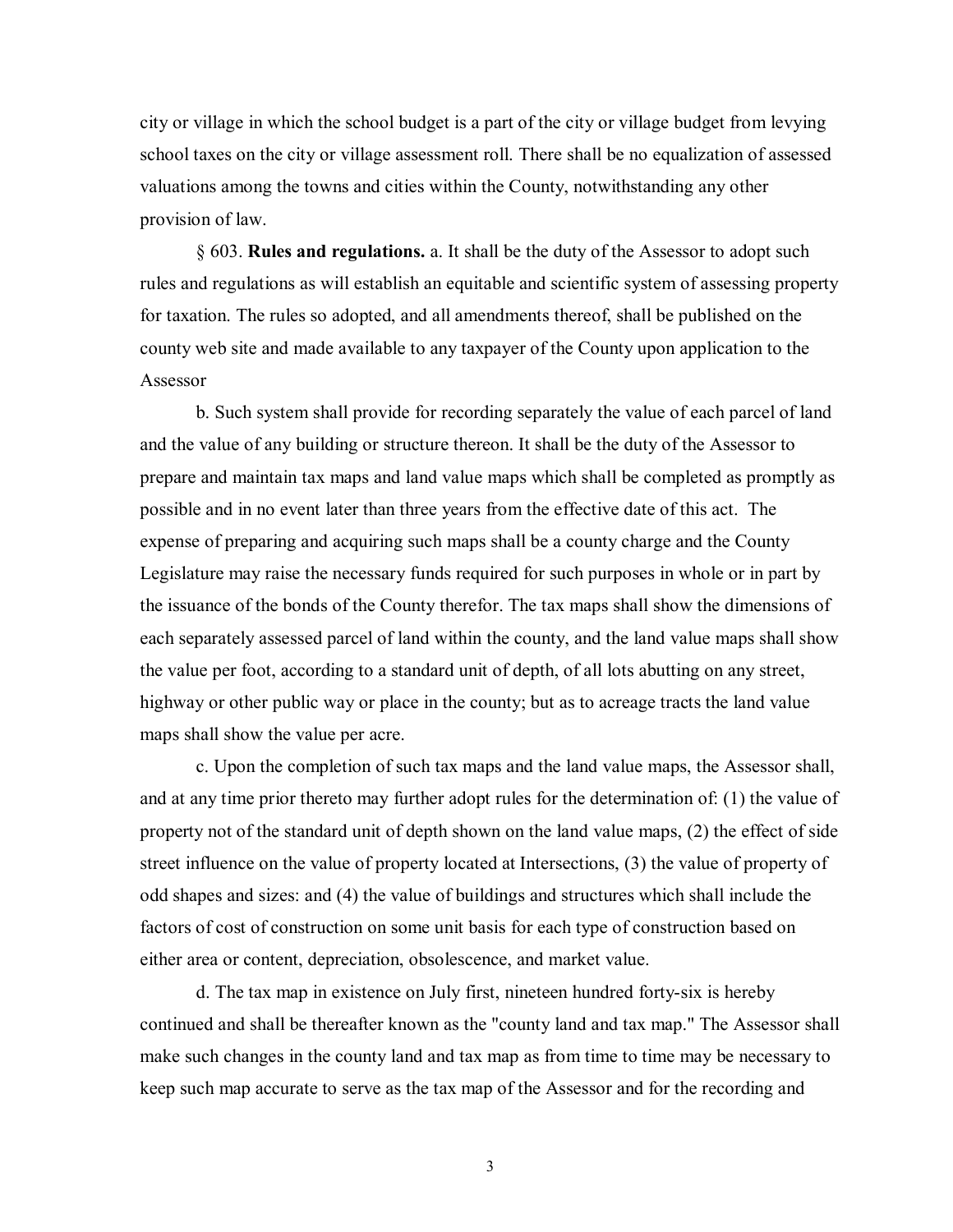city or village in which the school budget is a part of the city or village budget from levying school taxes on the city or village assessment roll. There shall be no equalization of assessed valuations among the towns and cities within the County, notwithstanding any other provision of law.

§ 603. **Rules and regulations.** a. It shall be the duty of the Assessor to adopt such rules and regulations as will establish an equitable and scientific system of assessing property for taxation. The rules so adopted, and all amendments thereof, shall be published on the county web site and made available to any taxpayer of the County upon application to the Assessor

b. Such system shall provide for recording separately the value of each parcel of land and the value of any building or structure thereon. It shall be the duty of the Assessor to prepare and maintain tax maps and land value maps which shall be completed as promptly as possible and in no event later than three years from the effective date of this act. The expense of preparing and acquiring such maps shall be a county charge and the County Legislature may raise the necessary funds required for such purposes in whole or in part by the issuance of the bonds of the County therefor. The tax maps shall show the dimensions of each separately assessed parcel of land within the county, and the land value maps shall show the value per foot, according to a standard unit of depth, of all lots abutting on any street, highway or other public way or place in the county; but as to acreage tracts the land value maps shall show the value per acre.

c. Upon the completion of such tax maps and the land value maps, the Assessor shall, and at any time prior thereto may further adopt rules for the determination of: (1) the value of property not of the standard unit of depth shown on the land value maps, (2) the effect of side street influence on the value of property located at Intersections, (3) the value of property of odd shapes and sizes: and (4) the value of buildings and structures which shall include the factors of cost of construction on some unit basis for each type of construction based on either area or content, depreciation, obsolescence, and market value.

d. The tax map in existence on July first, nineteen hundred forty-six is hereby continued and shall be thereafter known as the "county land and tax map." The Assessor shall make such changes in the county land and tax map as from time to time may be necessary to keep such map accurate to serve as the tax map of the Assessor and for the recording and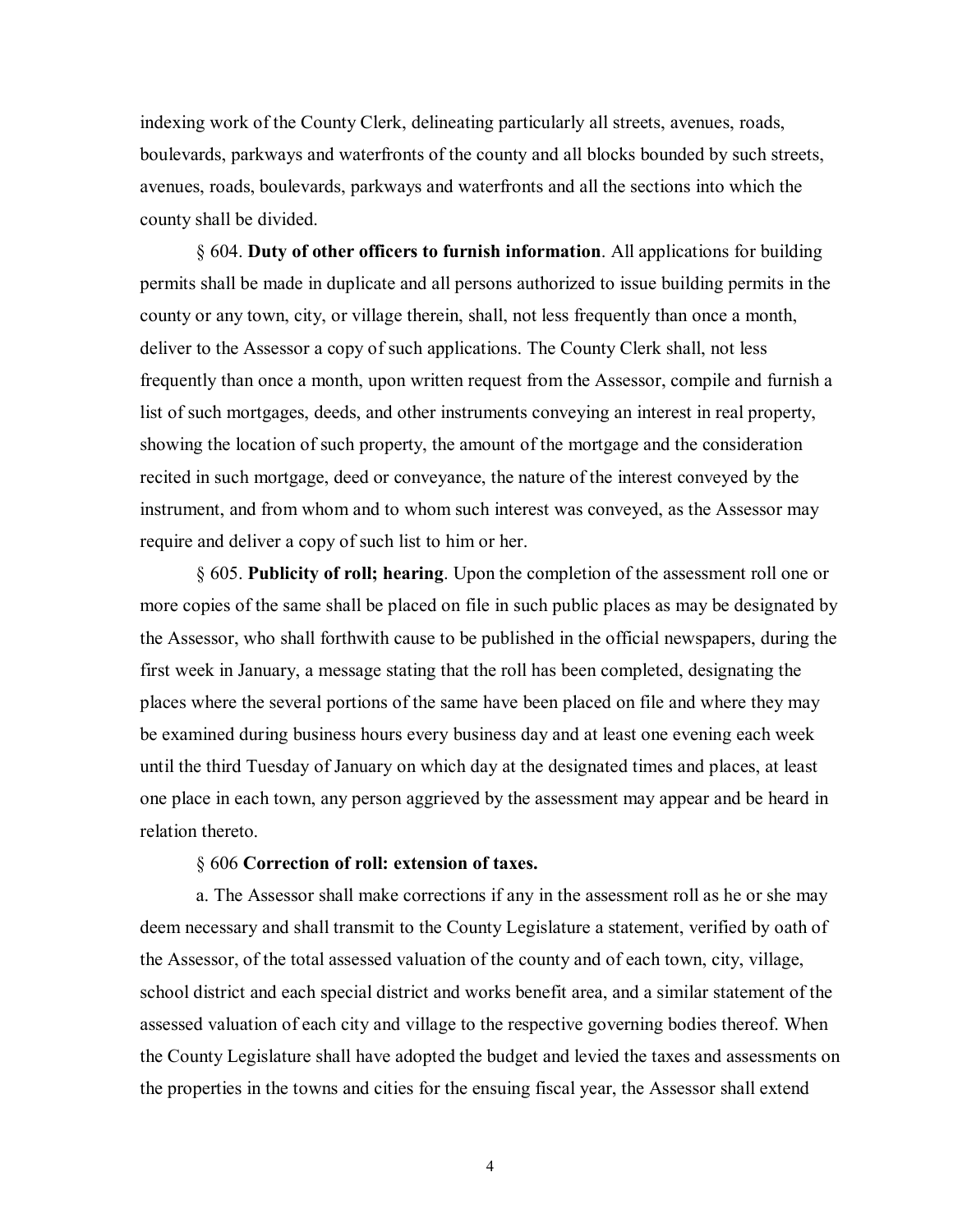indexing work of the County Clerk, delineating particularly all streets, avenues, roads, boulevards, parkways and waterfronts of the county and all blocks bounded by such streets, avenues, roads, boulevards, parkways and waterfronts and all the sections into which the county shall be divided.

§ 604. **Duty of other officers to furnish information**. All applications for building permits shall be made in duplicate and all persons authorized to issue building permits in the county or any town, city, or village therein, shall, not less frequently than once a month, deliver to the Assessor a copy of such applications. The County Clerk shall, not less frequently than once a month, upon written request from the Assessor, compile and furnish a list of such mortgages, deeds, and other instruments conveying an interest in real property, showing the location of such property, the amount of the mortgage and the consideration recited in such mortgage, deed or conveyance, the nature of the interest conveyed by the instrument, and from whom and to whom such interest was conveyed, as the Assessor may require and deliver a copy of such list to him or her.

§ 605. **Publicity of roll; hearing**. Upon the completion of the assessment roll one or more copies of the same shall be placed on file in such public places as may be designated by the Assessor, who shall forthwith cause to be published in the official newspapers, during the first week in January, a message stating that the roll has been completed, designating the places where the several portions of the same have been placed on file and where they may be examined during business hours every business day and at least one evening each week until the third Tuesday of January on which day at the designated times and places, at least one place in each town, any person aggrieved by the assessment may appear and be heard in relation thereto.

§ 606 **Correction of roll: extension of taxes.**

a. The Assessor shall make corrections if any in the assessment roll as he or she may deem necessary and shall transmit to the County Legislature a statement, verified by oath of the Assessor, of the total assessed valuation of the county and of each town, city, village, school district and each special district and works benefit area, and a similar statement of the assessed valuation of each city and village to the respective governing bodies thereof. When the County Legislature shall have adopted the budget and levied the taxes and assessments on the properties in the towns and cities for the ensuing fiscal year, the Assessor shall extend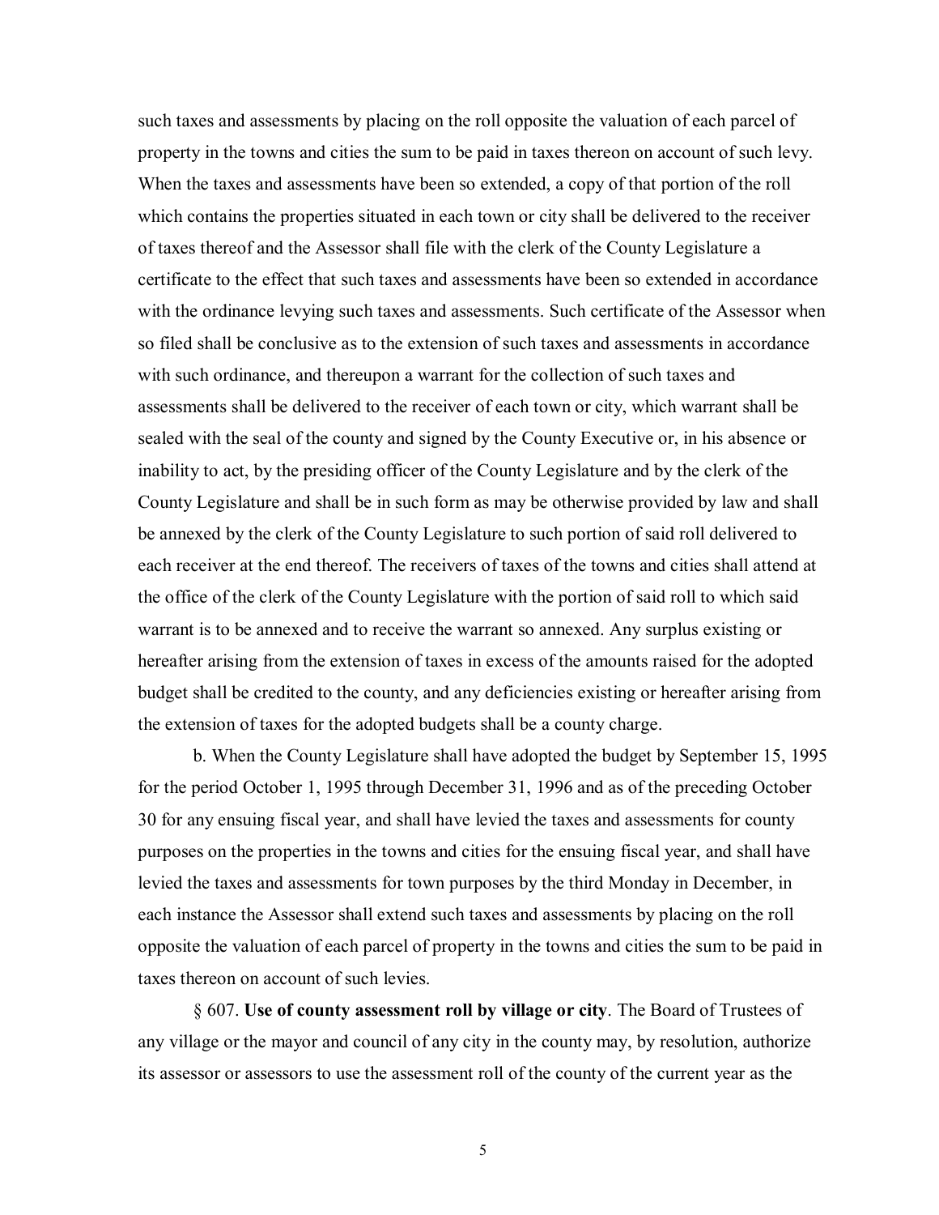such taxes and assessments by placing on the roll opposite the valuation of each parcel of property in the towns and cities the sum to be paid in taxes thereon on account of such levy. When the taxes and assessments have been so extended, a copy of that portion of the roll which contains the properties situated in each town or city shall be delivered to the receiver of taxes thereof and the Assessor shall file with the clerk of the County Legislature a certificate to the effect that such taxes and assessments have been so extended in accordance with the ordinance levying such taxes and assessments. Such certificate of the Assessor when so filed shall be conclusive as to the extension of such taxes and assessments in accordance with such ordinance, and thereupon a warrant for the collection of such taxes and assessments shall be delivered to the receiver of each town or city, which warrant shall be sealed with the seal of the county and signed by the County Executive or, in his absence or inability to act, by the presiding officer of the County Legislature and by the clerk of the County Legislature and shall be in such form as may be otherwise provided by law and shall be annexed by the clerk of the County Legislature to such portion of said roll delivered to each receiver at the end thereof. The receivers of taxes of the towns and cities shall attend at the office of the clerk of the County Legislature with the portion of said roll to which said warrant is to be annexed and to receive the warrant so annexed. Any surplus existing or hereafter arising from the extension of taxes in excess of the amounts raised for the adopted budget shall be credited to the county, and any deficiencies existing or hereafter arising from the extension of taxes for the adopted budgets shall be a county charge.

b. When the County Legislature shall have adopted the budget by September 15, 1995 for the period October 1, 1995 through December 31, 1996 and as of the preceding October 30 for any ensuing fiscal year, and shall have levied the taxes and assessments for county purposes on the properties in the towns and cities for the ensuing fiscal year, and shall have levied the taxes and assessments for town purposes by the third Monday in December, in each instance the Assessor shall extend such taxes and assessments by placing on the roll opposite the valuation of each parcel of property in the towns and cities the sum to be paid in taxes thereon on account of such levies.

§ 607. **Use of county assessment roll by village or city**. The Board of Trustees of any village or the mayor and council of any city in the county may, by resolution, authorize its assessor or assessors to use the assessment roll of the county of the current year as the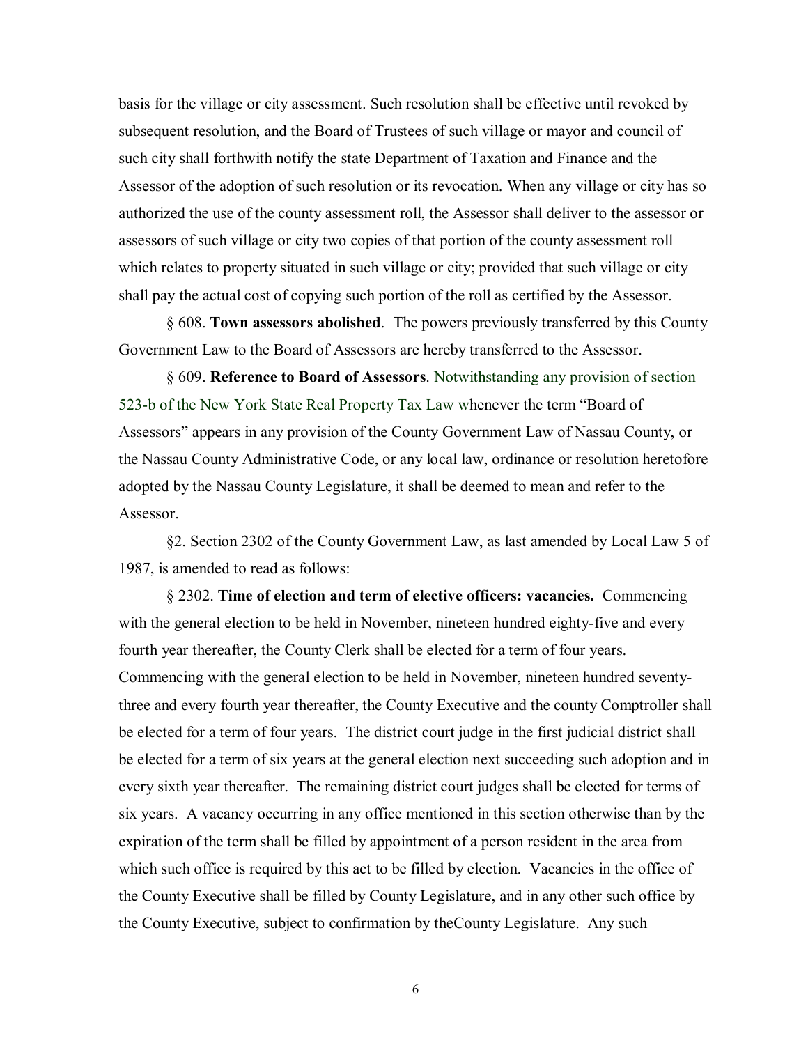basis for the village or city assessment. Such resolution shall be effective until revoked by subsequent resolution, and the Board of Trustees of such village or mayor and council of such city shall forthwith notify the state Department of Taxation and Finance and the Assessor of the adoption of such resolution or its revocation. When any village or city has so authorized the use of the county assessment roll, the Assessor shall deliver to the assessor or assessors of such village or city two copies of that portion of the county assessment roll which relates to property situated in such village or city; provided that such village or city shall pay the actual cost of copying such portion of the roll as certified by the Assessor.

§ 608. **Town assessors abolished**. The powers previously transferred by this County Government Law to the Board of Assessors are hereby transferred to the Assessor.

§ 609. **Reference to Board of Assessors**. Notwithstanding any provision of section 523-b of the New York State Real Property Tax Law whenever the term "Board of Assessors" appears in any provision of the County Government Law of Nassau County, or the Nassau County Administrative Code, or any local law, ordinance or resolution heretofore adopted by the Nassau County Legislature, it shall be deemed to mean and refer to the Assessor.

§2. Section 2302 of the County Government Law, as last amended by Local Law 5 of 1987, is amended to read as follows:

§ 2302. **Time of election and term of elective officers: vacancies.** Commencing with the general election to be held in November, nineteen hundred eighty-five and every fourth year thereafter, the County Clerk shall be elected for a term of four years. Commencing with the general election to be held in November, nineteen hundred seventy-three and every fourth year thereafter, the County Executive and the county Comptroller shall be elected for a term of four years. The district court judge in the first judicial district shall be elected for a term of six years at the general election next succeeding such adoption and in every sixth year thereafter. The remaining district court judges shall be elected for terms of six years. A vacancy occurring in any office mentioned in this section otherwise than by the expiration of the term shall be filled by appointment of a person resident in the area from which such office is required by this act to be filled by election. Vacancies in the office of the County Executive shall be filled by County Legislature, and in any other such office by the County Executive, subject to confirmation by theCounty Legislature. Any such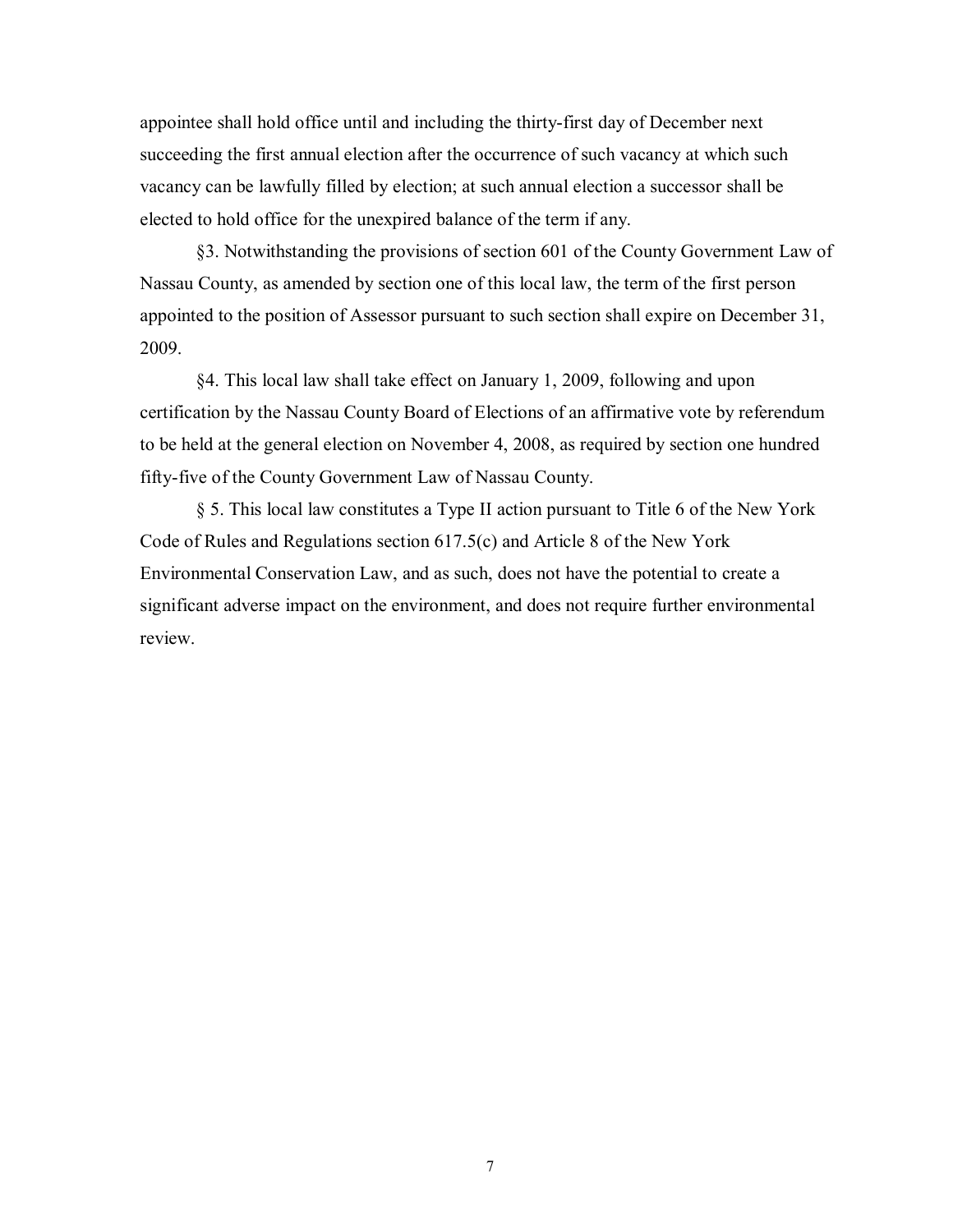appointee shall hold office until and including the thirty-first day of December next succeeding the first annual election after the occurrence of such vacancy at which such vacancy can be lawfully filled by election; at such annual election a successor shall be elected to hold office for the unexpired balance of the term if any.

§3. Notwithstanding the provisions of section 601 of the County Government Law of Nassau County, as amended by section one of this local law, the term of the first person appointed to the position of Assessor pursuant to such section shall expire on December 31, 2009.

§4. This local law shall take effect on January 1, 2009, following and upon certification by the Nassau County Board of Elections of an affirmative vote by referendum to be held at the general election on November 4, 2008, as required by section one hundred fifty-five of the County Government Law of Nassau County.

§ 5. This local law constitutes a Type II action pursuant to Title 6 of the New York Code of Rules and Regulations section 617.5(c) and Article 8 of the New York Environmental Conservation Law, and as such, does not have the potential to create a significant adverse impact on the environment, and does not require further environmental review.